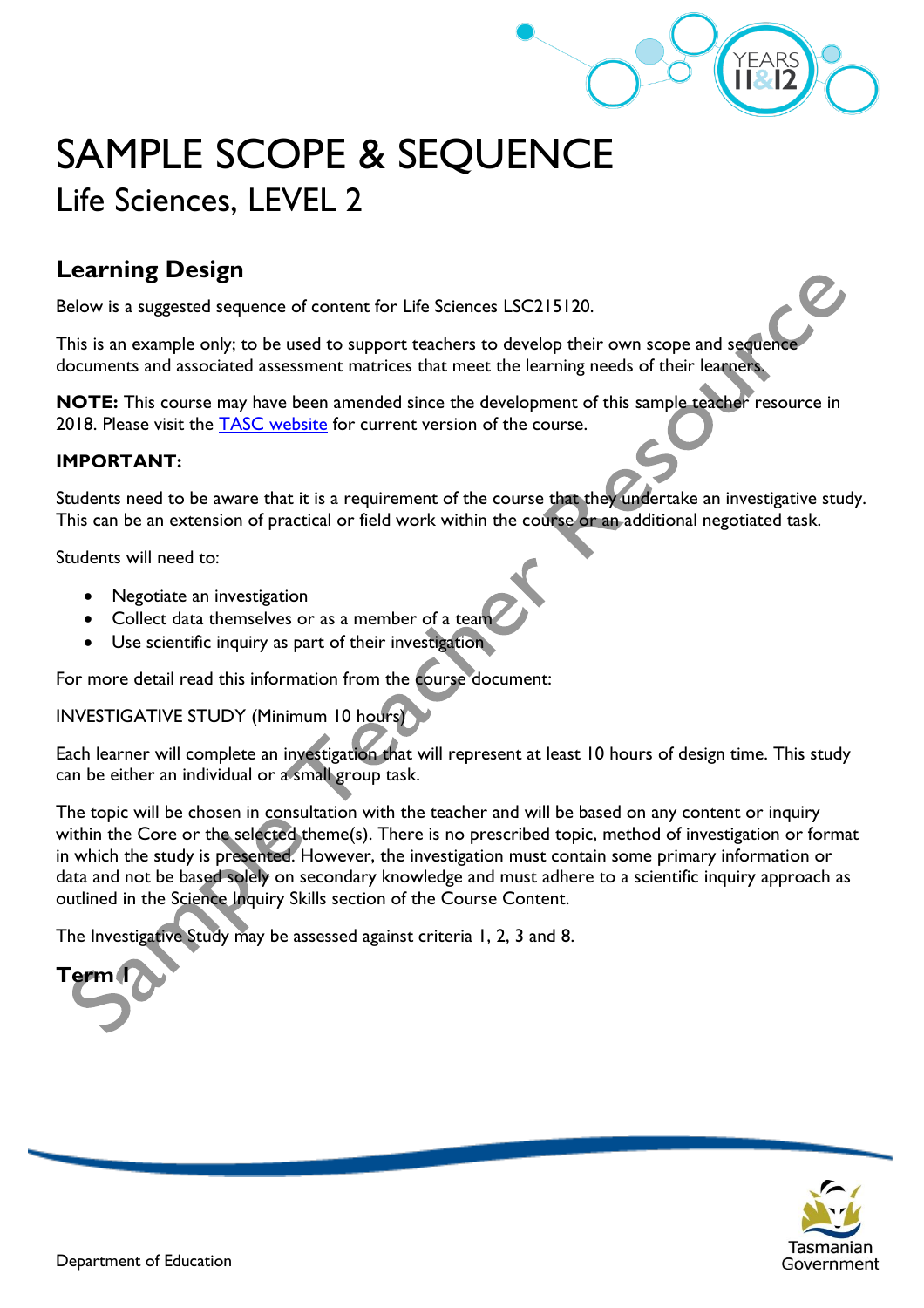# SAMPLE SCOPE & SEQUENCE

Life Sciences, LEVEL 2

## Learning Design

Below is a suggested sequence of content for Life Sciences LSC215120.

This is an example only; to be used to support teachers to develop their own scope and sequence documents and associated assessment matrices that meet the learning needs of their learners.

**NOTE:** This course may have been amended since the development of this sample teacher resource in 2018. Please visit the [TASC website](#) for current version of the course.

### IMPORTANT:

Students need to be aware that it is a requirement of the course that they undertake an investigative study. This can be an extension of practical or field work within the course or an additional negotiated task.

Students will need to:

- Negotiate an investigation
- Collect data themselves or as a member of a team
- Use scientific inquiry as part of their investigation

For more detail read this information from the course document:

INVESTIGATIVE STUDY (Minimum 10 hours)

Each learner will complete an investigation that will represent at least 10 hours of design time. This study can be either an individual or a small group task.

The topic will be chosen in consultation with the teacher and will be based on any content or inquiry within the Core or the selected theme(s). There is no prescribed topic, method of investigation or format in which the study is presented. However, the investigation must contain some primary information or data and not be based solely on secondary knowledge and must adhere to a scientific inquiry approach as outlined in the Science Inquiry Skills section of the Course Content.

The Investigative Study may be assessed against criteria 1, 2, 3 and 8.

## Term 1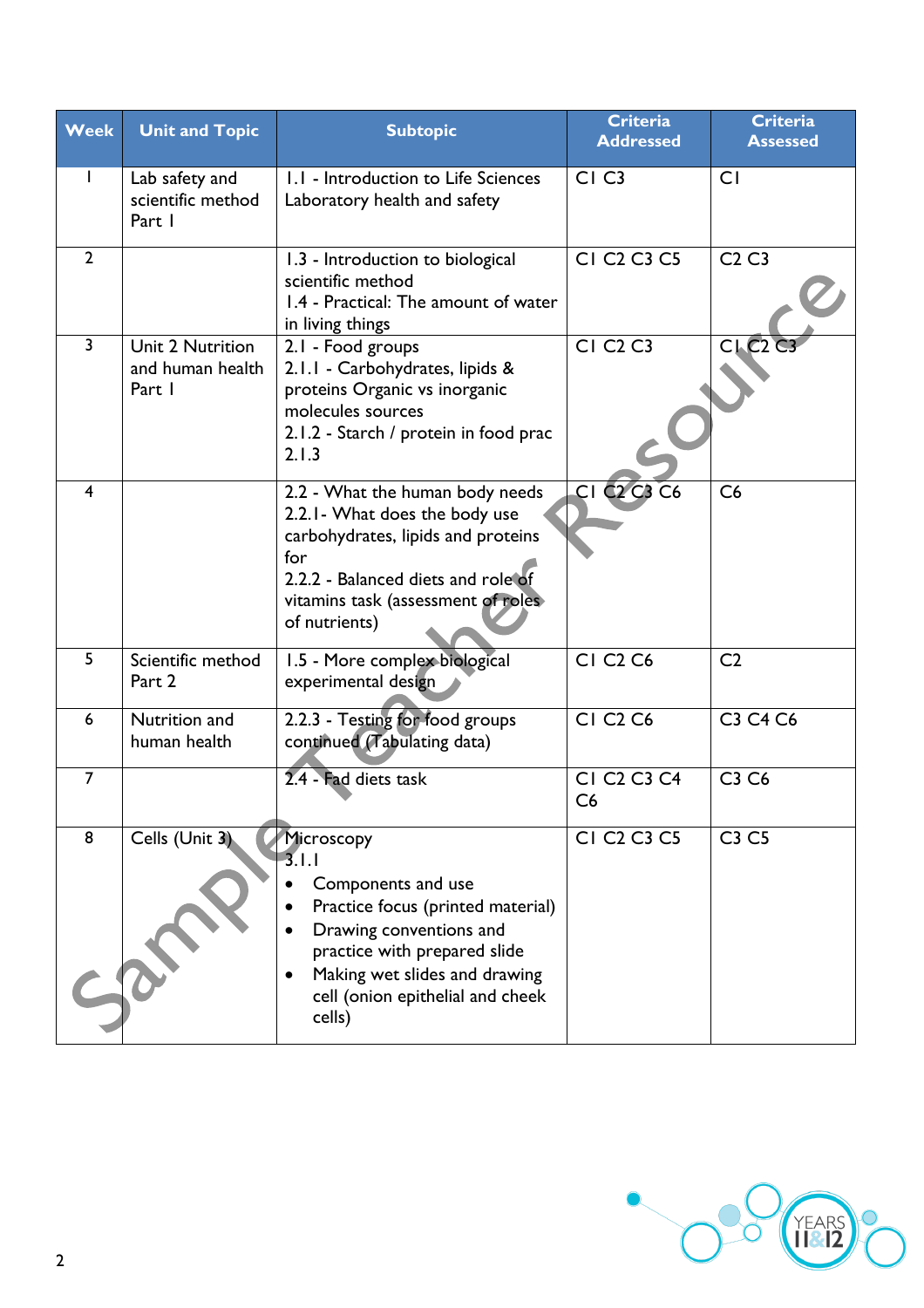| Week | Unit and Topic | Subtopic | Criteria Addressed | Criteria Assessed |
|---|---|---|---|---|
| 1 | Lab safety and scientific method Part 1 | 1.1 - Introduction to Life Sciences Laboratory health and safety | C1 C3 | C1 |
| 2 | | 1.3 - Introduction to biological scientific method<br>1.4 - Practical: The amount of water in living things | C1 C2 C3 C5 | C2 C3 |
| 3 | Unit 2 Nutrition and human health Part 1 | 2.1 - Food groups<br>2.1.1 - Carbohydrates, lipids & proteins Organic vs inorganic molecules sources<br>2.1.2 - Starch / protein in food prac<br>2.1.3 | C1 C2 C3 | C1 C2 C3 |
| 4 | | 2.2 - What the human body needs<br>2.2.1- What does the body use carbohydrates, lipids and proteins for<br>2.2.2 - Balanced diets and role of vitamins task (assessment of roles of nutrients) | C1 C2 C3 C6 | C6 |
| 5 | Scientific method Part 2 | 1.5 - More complex biological experimental design | C1 C2 C6 | C2 |
| 6 | Nutrition and human health | 2.2.3 - Testing for food groups continued (Tabulating data) | C1 C2 C6 | C3 C4 C6 |
| 7 | | 2.4 - Fad diets task | C1 C2 C3 C4 C6 | C3 C6 |
| 8 | Cells (Unit 3) | Microscopy<br>3.1.1<br>• Components and use<br>• Practice focus (printed material)<br>• Drawing conventions and practice with prepared slide<br>• Making wet slides and drawing cell (onion epithelial and cheek cells) | C1 C2 C3 C5 | C3 C5 |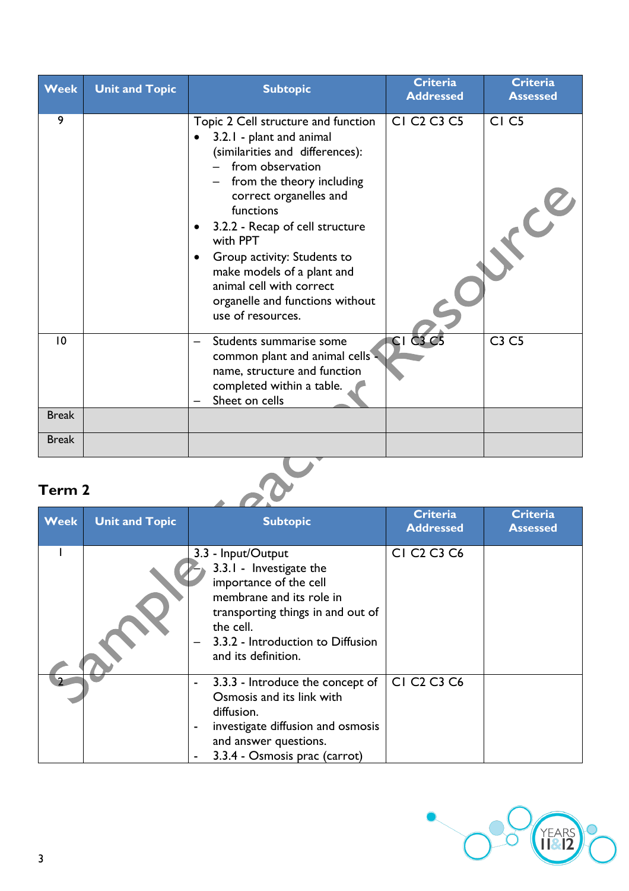| Week | Unit and Topic | Subtopic | Criteria Addressed | Criteria Assessed |
|---|---|---|---|---|
| 9 | | Topic 2 Cell structure and function<br>• 3.2.1 - plant and animal (similarities and differences):<br>– from observation<br>– from the theory including correct organelles and functions<br>• 3.2.2 - Recap of cell structure with PPT<br>• Group activity: Students to make models of a plant and animal cell with correct organelle and functions without use of resources. | C1 C2 C3 C5 | C1 C5 |
| 10 | | – Students summarise some common plant and animal cells - name, structure and function completed within a table.<br>– Sheet on cells | C1 C3 C5 | C3 C5 |
| Break | | | | |
| Break | | | | |

## Term 2

| Week | Unit and Topic | Subtopic | Criteria Addressed | Criteria Assessed |
|---|---|---|---|---|
| 1 | | 3.3 - Input/Output<br>– 3.3.1 - Investigate the importance of the cell membrane and its role in transporting things in and out of the cell.<br>– 3.3.2 - Introduction to Diffusion and its definition. | C1 C2 C3 C6 | |
| 2 | | - 3.3.3 - Introduce the concept of Osmosis and its link with diffusion.<br>- investigate diffusion and osmosis and answer questions.<br>- 3.3.4 - Osmosis prac (carrot) | C1 C2 C3 C6 | |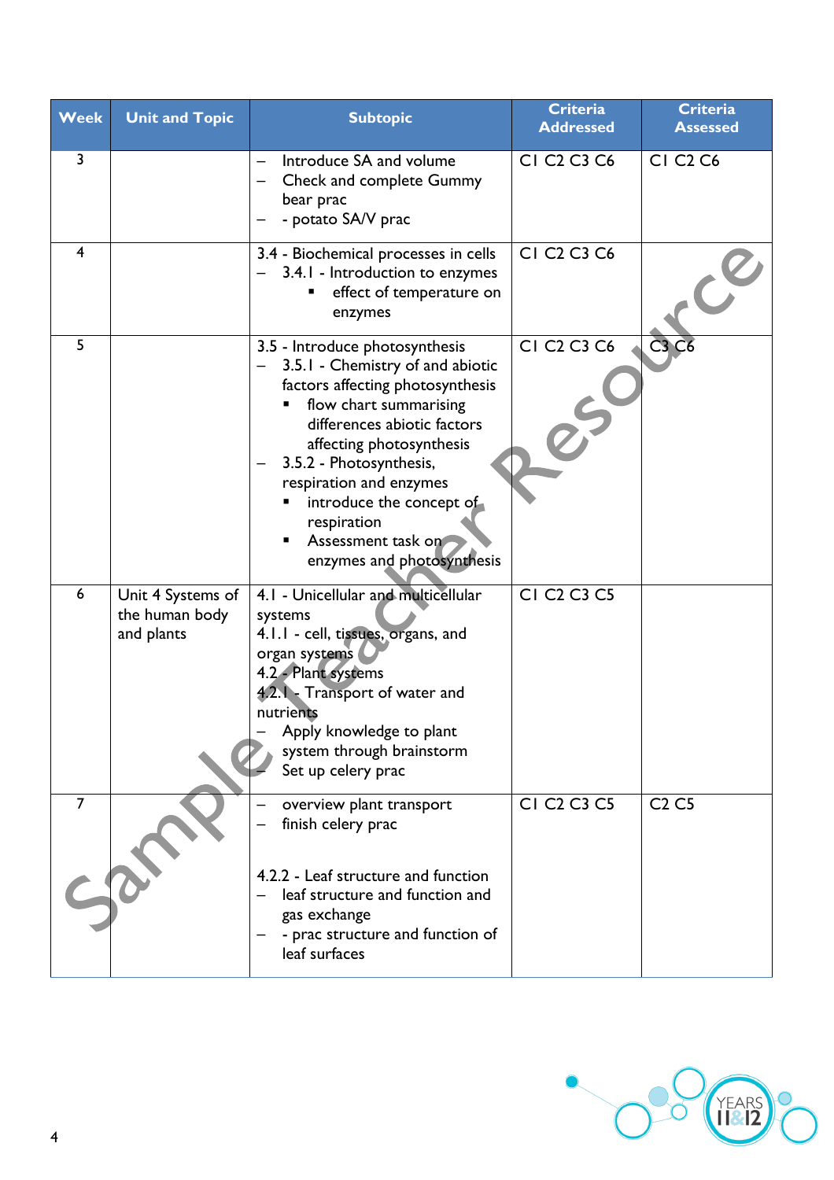| Week | Unit and Topic | Subtopic | Criteria Addressed | Criteria Assessed |
|---|---|---|---|---|
| 3 | | – Introduce SA and volume<br>– Check and complete Gummy bear prac<br>– - potato SA/V prac | C1 C2 C3 C6 | C1 C2 C6 |
| 4 | | 3.4 - Biochemical processes in cells<br>– 3.4.1 - Introduction to enzymes<br>▪ effect of temperature on enzymes | C1 C2 C3 C6 | |
| 5 | | 3.5 - Introduce photosynthesis<br>– 3.5.1 - Chemistry of and abiotic factors affecting photosynthesis<br>▪ flow chart summarising differences abiotic factors affecting photosynthesis<br>– 3.5.2 - Photosynthesis, respiration and enzymes<br>▪ introduce the concept of respiration<br>▪ Assessment task on enzymes and photosynthesis | C1 C2 C3 C6 | C3 C6 |
| 6 | Unit 4 Systems of the human body and plants | 4.1 - Unicellular and multicellular systems<br>4.1.1 - cell, tissues, organs, and organ systems<br>4.2 - Plant systems<br>4.2.1 - Transport of water and nutrients<br>– Apply knowledge to plant system through brainstorm<br>– Set up celery prac | C1 C2 C3 C5 | |
| 7 | | – overview plant transport<br>– finish celery prac<br><br>4.2.2 - Leaf structure and function<br>– leaf structure and function and gas exchange<br>– - prac structure and function of leaf surfaces | C1 C2 C3 C5 | C2 C5 |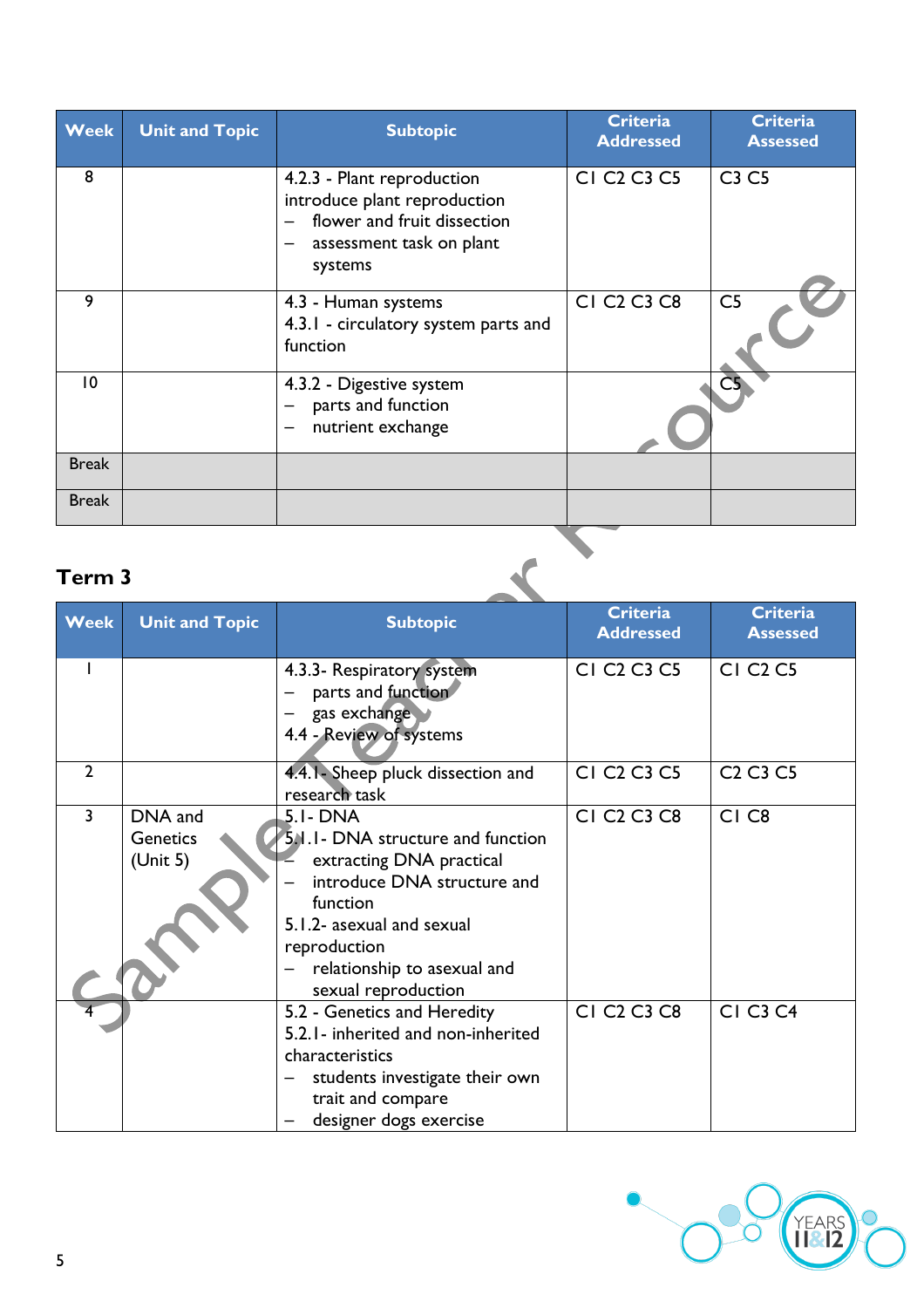| Week | Unit and Topic | Subtopic | Criteria Addressed | Criteria Assessed |
|---|---|---|---|---|
| 8 | | 4.2.3 - Plant reproduction<br>introduce plant reproduction<br>– flower and fruit dissection<br>– assessment task on plant systems | C1 C2 C3 C5 | C3 C5 |
| 9 | | 4.3 - Human systems<br>4.3.1 - circulatory system parts and function | C1 C2 C3 C8 | C5 |
| 10 | | 4.3.2 - Digestive system<br>– parts and function<br>– nutrient exchange | | C5 |
| Break | | | | |
| Break | | | | |

## Term 3

| Week | Unit and Topic | Subtopic | Criteria Addressed | Criteria Assessed |
|---|---|---|---|---|
| 1 | | 4.3.3- Respiratory system<br>– parts and function<br>– gas exchange<br>4.4 - Review of systems | C1 C2 C3 C5 | C1 C2 C5 |
| 2 | | 4.4.1- Sheep pluck dissection and research task | C1 C2 C3 C5 | C2 C3 C5 |
| 3 | DNA and Genetics (Unit 5) | 5.1- DNA<br>5.1.1- DNA structure and function<br>– extracting DNA practical<br>– introduce DNA structure and function<br>5.1.2- asexual and sexual reproduction<br>– relationship to asexual and sexual reproduction | C1 C2 C3 C8 | C1 C8 |
| 4 | | 5.2 - Genetics and Heredity<br>5.2.1- inherited and non-inherited characteristics<br>– students investigate their own trait and compare<br>– designer dogs exercise | C1 C2 C3 C8 | C1 C3 C4 |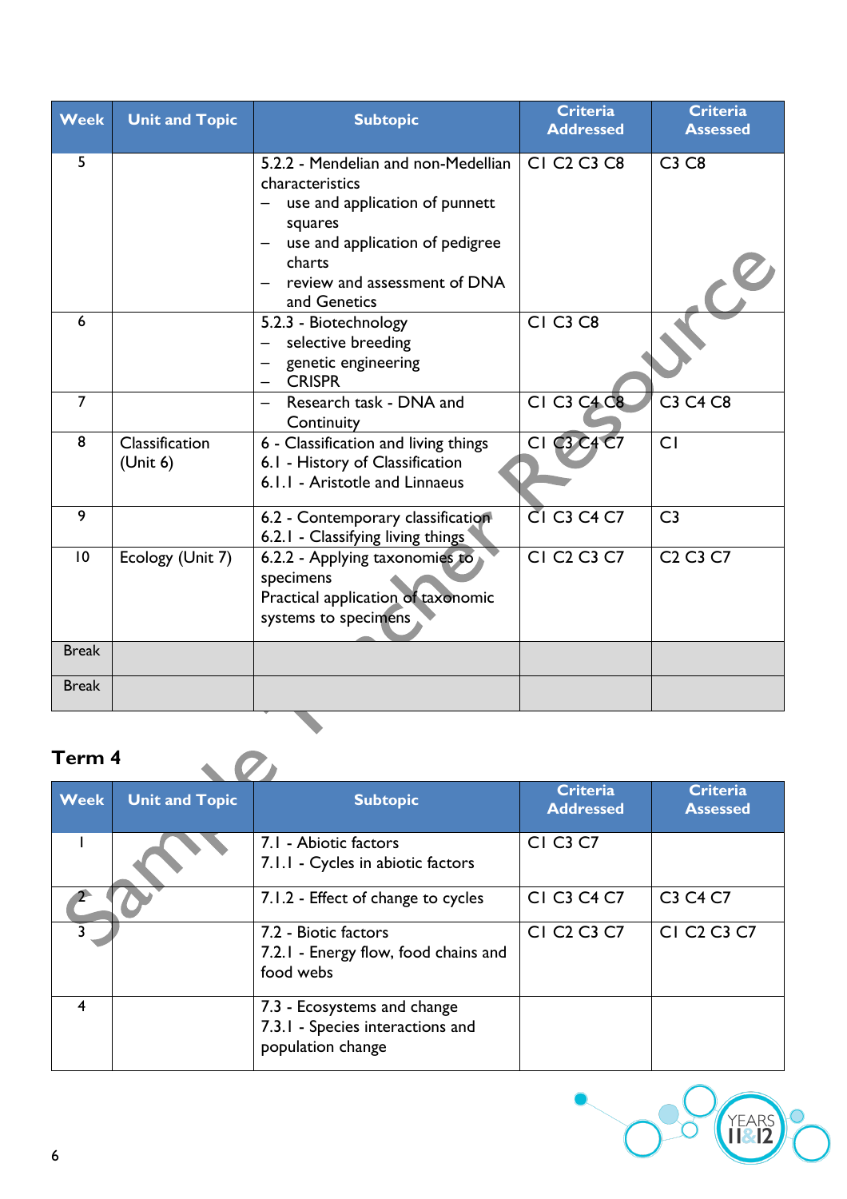| Week | Unit and Topic | Subtopic | Criteria Addressed | Criteria Assessed |
|---|---|---|---|---|
| 5 | | 5.2.2 - Mendelian and non-Medellian characteristics<br>– use and application of punnett squares<br>– use and application of pedigree charts<br>– review and assessment of DNA and Genetics | C1 C2 C3 C8 | C3 C8 |
| 6 | | 5.2.3 - Biotechnology<br>– selective breeding<br>– genetic engineering<br>– CRISPR | C1 C3 C8 | |
| 7 | | – Research task - DNA and Continuity | C1 C3 C4 C8 | C3 C4 C8 |
| 8 | Classification (Unit 6) | 6 - Classification and living things<br>6.1 - History of Classification<br>6.1.1 - Aristotle and Linnaeus | C1 C3 C4 C7 | C1 |
| 9 | | 6.2 - Contemporary classification<br>6.2.1 - Classifying living things | C1 C3 C4 C7 | C3 |
| 10 | Ecology (Unit 7) | 6.2.2 - Applying taxonomies to specimens<br>Practical application of taxonomic systems to specimens | C1 C2 C3 C7 | C2 C3 C7 |
| Break | | | | |
| Break | | | | |

## Term 4

| Week | Unit and Topic | Subtopic | Criteria Addressed | Criteria Assessed |
|---|---|---|---|---|
| 1 | | 7.1 - Abiotic factors<br>7.1.1 - Cycles in abiotic factors | C1 C3 C7 | |
| 2 | | 7.1.2 - Effect of change to cycles | C1 C3 C4 C7 | C3 C4 C7 |
| 3 | | 7.2 - Biotic factors<br>7.2.1 - Energy flow, food chains and food webs | C1 C2 C3 C7 | C1 C2 C3 C7 |
| 4 | | 7.3 - Ecosystems and change<br>7.3.1 - Species interactions and population change | | |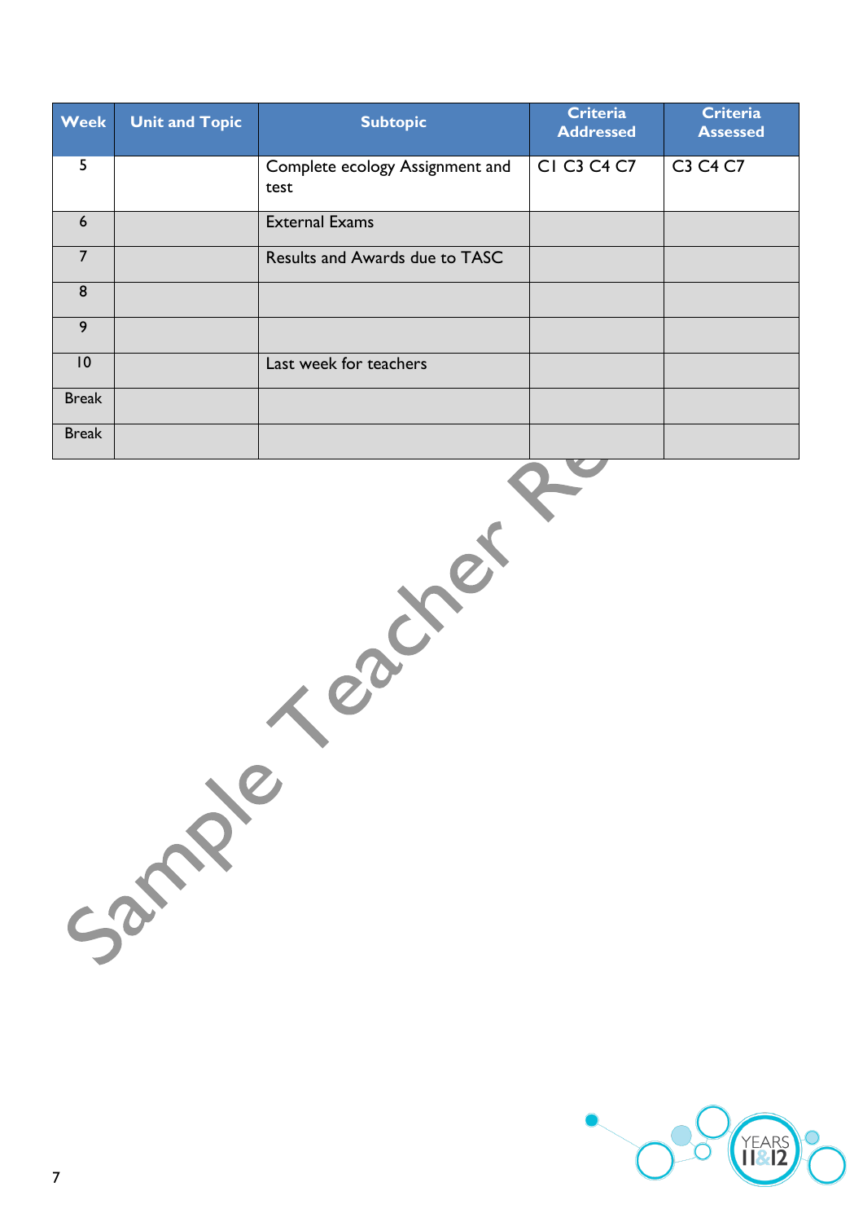| Week | Unit and Topic | Subtopic | Criteria Addressed | Criteria Assessed |
|---|---|---|---|---|
| 5 | | Complete ecology Assignment and test | C1 C3 C4 C7 | C3 C4 C7 |
| 6 | | External Exams | | |
| 7 | | Results and Awards due to TASC | | |
| 8 | | | | |
| 9 | | | | |
| 10 | | Last week for teachers | | |
| Break | | | | |
| Break | | | | |